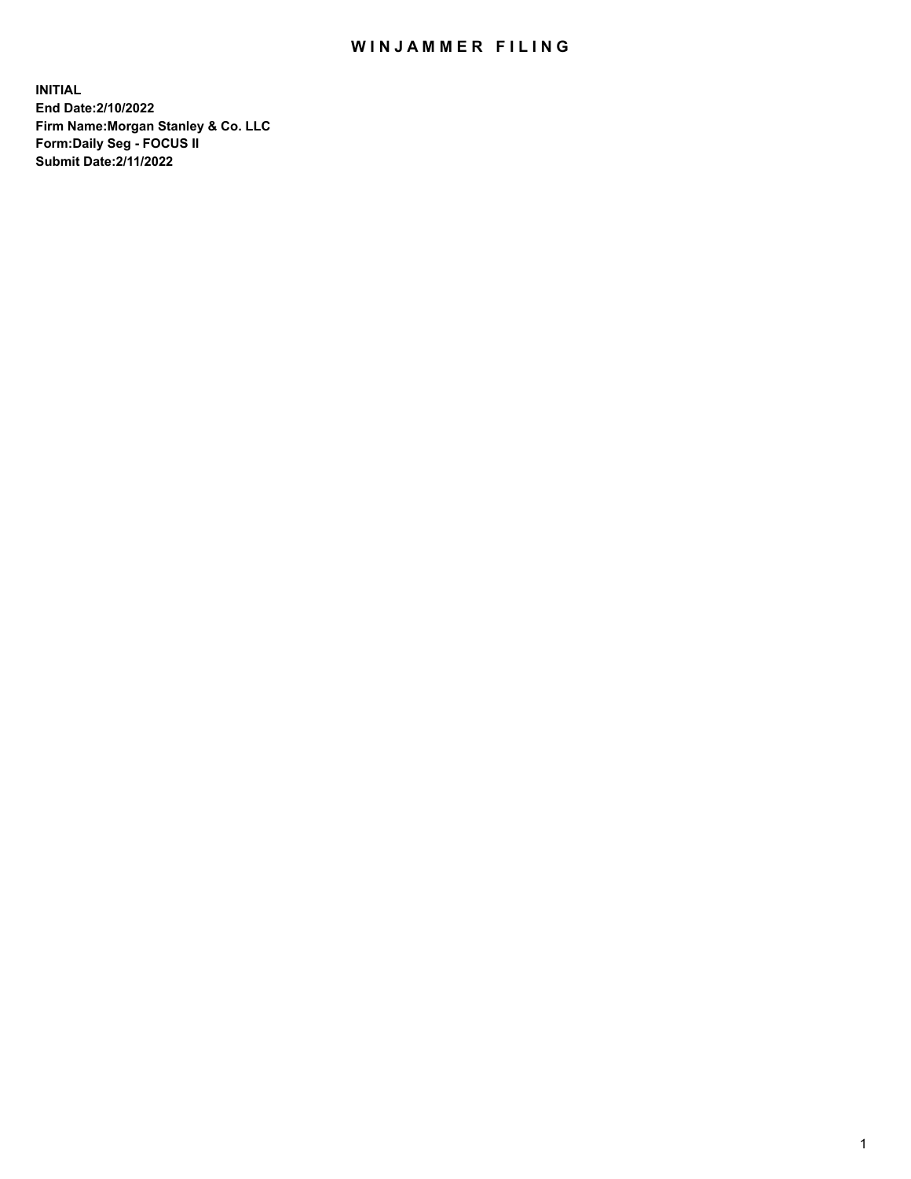# WINJAMMER FILING

**INITIAL**
**End Date:2/10/2022**
**Firm Name:Morgan Stanley & Co. LLC**
**Form:Daily Seg - FOCUS II**
**Submit Date:2/11/2022**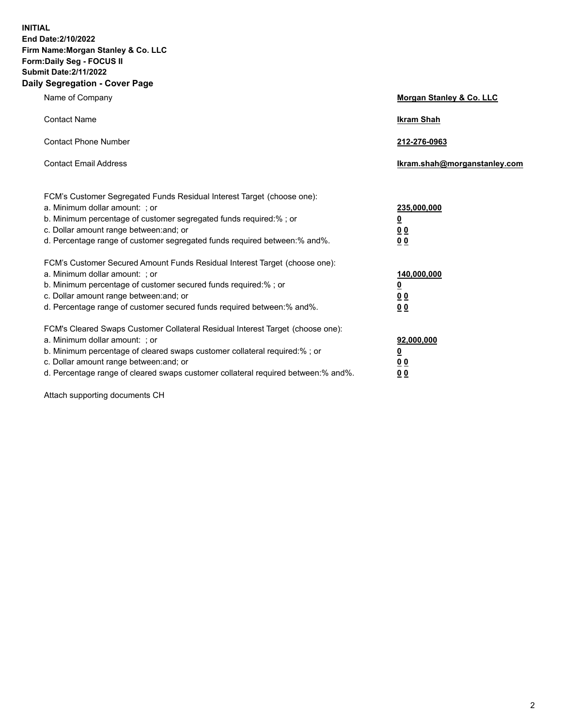**INITIAL**
**End Date:2/10/2022**
**Firm Name:Morgan Stanley & Co. LLC**
**Form:Daily Seg - FOCUS II**
**Submit Date:2/11/2022**

## Daily Segregation - Cover Page

| | |
|---|---|
| Name of Company | **Morgan Stanley & Co. LLC** |
| Contact Name | **Ikram Shah** |
| Contact Phone Number | **212-276-0963** |
| Contact Email Address | **Ikram.shah@morganstanley.com** |

| | |
|---|---|
| FCM's Customer Segregated Funds Residual Interest Target (choose one): | |
| a. Minimum dollar amount: ; or | **235,000,000** |
| b. Minimum percentage of customer segregated funds required:% ; or | **0** |
| c. Dollar amount range between:and; or | **0 0** |
| d. Percentage range of customer segregated funds required between:% and%. | **0 0** |
| FCM's Customer Secured Amount Funds Residual Interest Target (choose one): | |
| a. Minimum dollar amount: ; or | **140,000,000** |
| b. Minimum percentage of customer secured funds required:% ; or | **0** |
| c. Dollar amount range between:and; or | **0 0** |
| d. Percentage range of customer secured funds required between:% and%. | **0 0** |
| FCM's Cleared Swaps Customer Collateral Residual Interest Target (choose one): | |
| a. Minimum dollar amount: ; or | **92,000,000** |
| b. Minimum percentage of cleared swaps customer collateral required:% ; or | **0** |
| c. Dollar amount range between:and; or | **0 0** |
| d. Percentage range of cleared swaps customer collateral required between:% and%. | **0 0** |

Attach supporting documents CH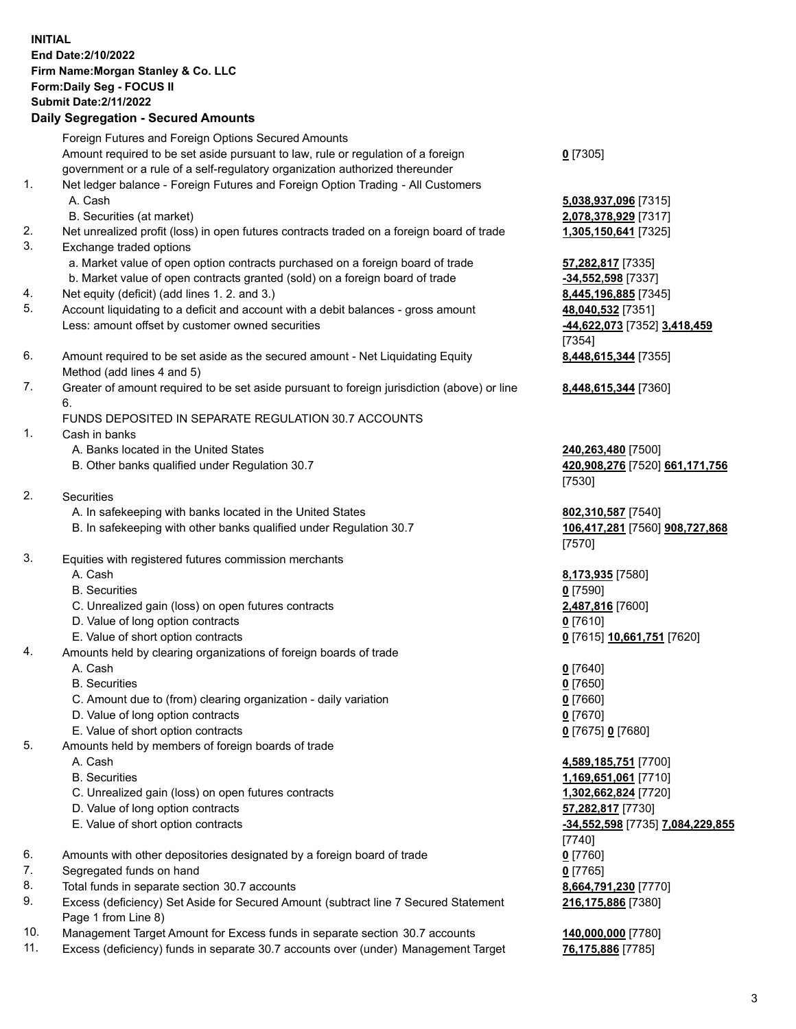**INITIAL**
**End Date:2/10/2022**
**Firm Name:Morgan Stanley & Co. LLC**
**Form:Daily Seg - FOCUS II**
**Submit Date:2/11/2022**

## Daily Segregation - Secured Amounts

| | | |
|---|---|---|
| | Foreign Futures and Foreign Options Secured Amounts | |
| | Amount required to be set aside pursuant to law, rule or regulation of a foreign government or a rule of a self-regulatory organization authorized thereunder | **0** [7305] |
| 1. | Net ledger balance - Foreign Futures and Foreign Option Trading - All Customers | |
| | A. Cash | **5,038,937,096** [7315] |
| | B. Securities (at market) | **2,078,378,929** [7317] |
| 2. | Net unrealized profit (loss) in open futures contracts traded on a foreign board of trade | **1,305,150,641** [7325] |
| 3. | Exchange traded options | |
| | a. Market value of open option contracts purchased on a foreign board of trade | **57,282,817** [7335] |
| | b. Market value of open contracts granted (sold) on a foreign board of trade | **-34,552,598** [7337] |
| 4. | Net equity (deficit) (add lines 1. 2. and 3.) | **8,445,196,885** [7345] |
| 5. | Account liquidating to a deficit and account with a debit balances - gross amount | **48,040,532** [7351] |
| | Less: amount offset by customer owned securities | **-44,622,073** [7352] **3,418,459** [7354] |
| 6. | Amount required to be set aside as the secured amount - Net Liquidating Equity Method (add lines 4 and 5) | **8,448,615,344** [7355] |
| 7. | Greater of amount required to be set aside pursuant to foreign jurisdiction (above) or line 6. | **8,448,615,344** [7360] |
| | FUNDS DEPOSITED IN SEPARATE REGULATION 30.7 ACCOUNTS | |
| 1. | Cash in banks | |
| | A. Banks located in the United States | **240,263,480** [7500] |
| | B. Other banks qualified under Regulation 30.7 | **420,908,276** [7520] **661,171,756** [7530] |
| 2. | Securities | |
| | A. In safekeeping with banks located in the United States | **802,310,587** [7540] |
| | B. In safekeeping with other banks qualified under Regulation 30.7 | **106,417,281** [7560] **908,727,868** [7570] |
| 3. | Equities with registered futures commission merchants | |
| | A. Cash | **8,173,935** [7580] |
| | B. Securities | **0** [7590] |
| | C. Unrealized gain (loss) on open futures contracts | **2,487,816** [7600] |
| | D. Value of long option contracts | **0** [7610] |
| | E. Value of short option contracts | **0** [7615] **10,661,751** [7620] |
| 4. | Amounts held by clearing organizations of foreign boards of trade | |
| | A. Cash | **0** [7640] |
| | B. Securities | **0** [7650] |
| | C. Amount due to (from) clearing organization - daily variation | **0** [7660] |
| | D. Value of long option contracts | **0** [7670] |
| | E. Value of short option contracts | **0** [7675] **0** [7680] |
| 5. | Amounts held by members of foreign boards of trade | |
| | A. Cash | **4,589,185,751** [7700] |
| | B. Securities | **1,169,651,061** [7710] |
| | C. Unrealized gain (loss) on open futures contracts | **1,302,662,824** [7720] |
| | D. Value of long option contracts | **57,282,817** [7730] |
| | E. Value of short option contracts | **-34,552,598** [7735] **7,084,229,855** [7740] |
| 6. | Amounts with other depositories designated by a foreign board of trade | **0** [7760] |
| 7. | Segregated funds on hand | **0** [7765] |
| 8. | Total funds in separate section 30.7 accounts | **8,664,791,230** [7770] |
| 9. | Excess (deficiency) Set Aside for Secured Amount (subtract line 7 Secured Statement Page 1 from Line 8) | **216,175,886** [7380] |
| 10. | Management Target Amount for Excess funds in separate section 30.7 accounts | **140,000,000** [7780] |
| 11. | Excess (deficiency) funds in separate 30.7 accounts over (under) Management Target | **76,175,886** [7785] |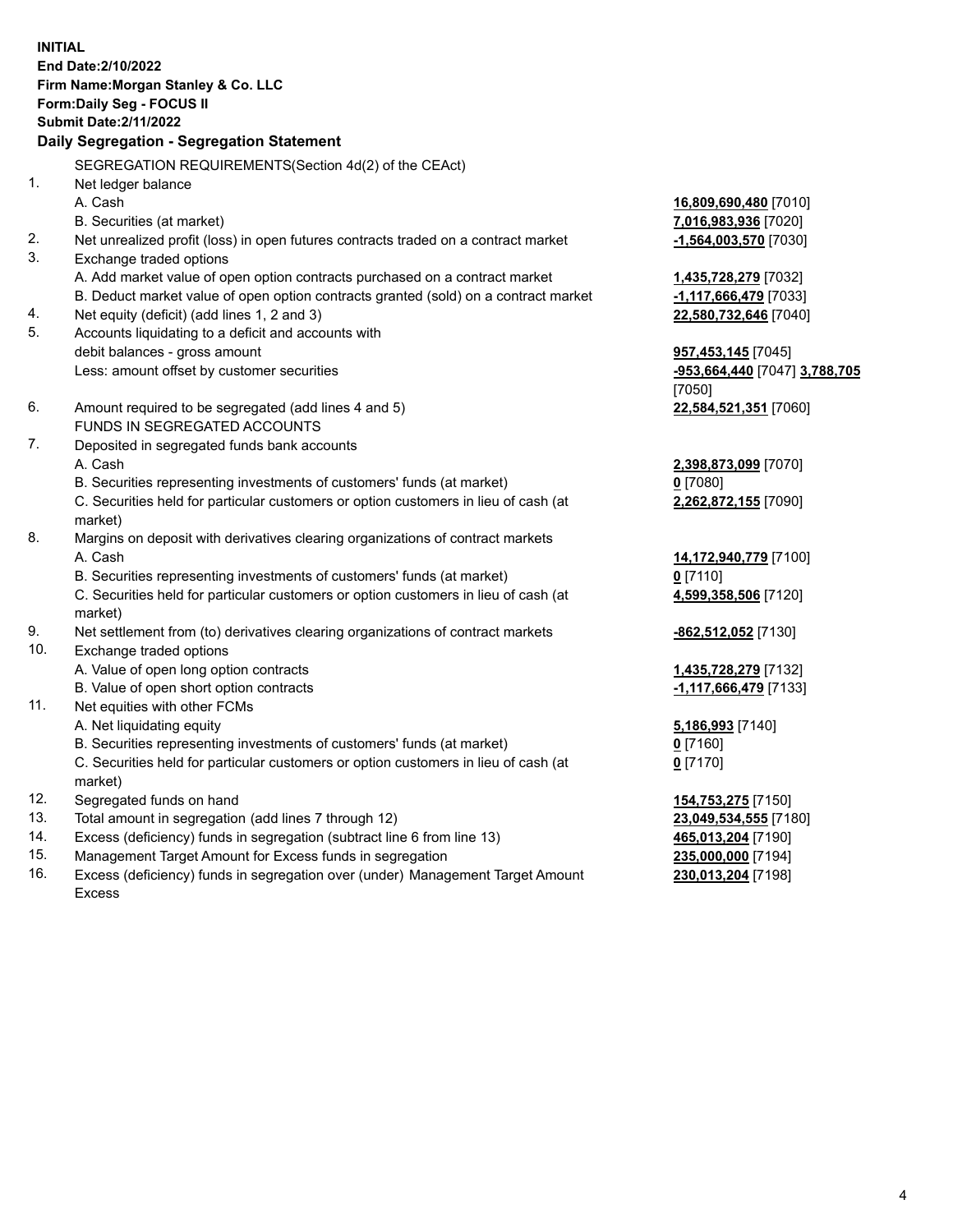**INITIAL**
**End Date:2/10/2022**
**Firm Name:Morgan Stanley & Co. LLC**
**Form:Daily Seg - FOCUS II**
**Submit Date:2/11/2022**

## Daily Segregation - Segregation Statement

| | | |
|---|---|---|
| | SEGREGATION REQUIREMENTS(Section 4d(2) of the CEAct) | |
| 1. | Net ledger balance | |
| | A. Cash | **16,809,690,480** [7010] |
| | B. Securities (at market) | **7,016,983,936** [7020] |
| 2. | Net unrealized profit (loss) in open futures contracts traded on a contract market | **-1,564,003,570** [7030] |
| 3. | Exchange traded options | |
| | A. Add market value of open option contracts purchased on a contract market | **1,435,728,279** [7032] |
| | B. Deduct market value of open option contracts granted (sold) on a contract market | **-1,117,666,479** [7033] |
| 4. | Net equity (deficit) (add lines 1, 2 and 3) | **22,580,732,646** [7040] |
| 5. | Accounts liquidating to a deficit and accounts with debit balances - gross amount | **957,453,145** [7045] |
| | Less: amount offset by customer securities | **-953,664,440** [7047] **3,788,705** [7050] |
| 6. | Amount required to be segregated (add lines 4 and 5) | **22,584,521,351** [7060] |
| | FUNDS IN SEGREGATED ACCOUNTS | |
| 7. | Deposited in segregated funds bank accounts | |
| | A. Cash | **2,398,873,099** [7070] |
| | B. Securities representing investments of customers' funds (at market) | **0** [7080] |
| | C. Securities held for particular customers or option customers in lieu of cash (at market) | **2,262,872,155** [7090] |
| 8. | Margins on deposit with derivatives clearing organizations of contract markets | |
| | A. Cash | **14,172,940,779** [7100] |
| | B. Securities representing investments of customers' funds (at market) | **0** [7110] |
| | C. Securities held for particular customers or option customers in lieu of cash (at market) | **4,599,358,506** [7120] |
| 9. | Net settlement from (to) derivatives clearing organizations of contract markets | **-862,512,052** [7130] |
| 10. | Exchange traded options | |
| | A. Value of open long option contracts | **1,435,728,279** [7132] |
| | B. Value of open short option contracts | **-1,117,666,479** [7133] |
| 11. | Net equities with other FCMs | |
| | A. Net liquidating equity | **5,186,993** [7140] |
| | B. Securities representing investments of customers' funds (at market) | **0** [7160] |
| | C. Securities held for particular customers or option customers in lieu of cash (at market) | **0** [7170] |
| 12. | Segregated funds on hand | **154,753,275** [7150] |
| 13. | Total amount in segregation (add lines 7 through 12) | **23,049,534,555** [7180] |
| 14. | Excess (deficiency) funds in segregation (subtract line 6 from line 13) | **465,013,204** [7190] |
| 15. | Management Target Amount for Excess funds in segregation | **235,000,000** [7194] |
| 16. | Excess (deficiency) funds in segregation over (under) Management Target Amount Excess | **230,013,204** [7198] |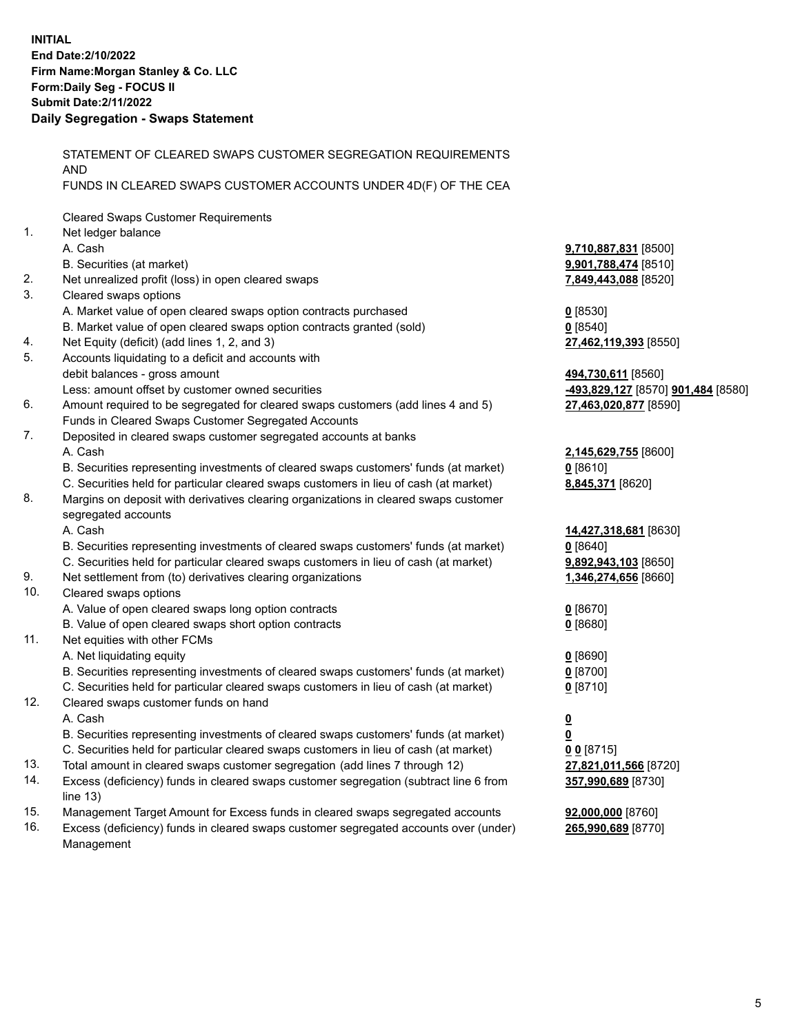**INITIAL**
**End Date:2/10/2022**
**Firm Name:Morgan Stanley & Co. LLC**
**Form:Daily Seg - FOCUS II**
**Submit Date:2/11/2022**
**Daily Segregation - Swaps Statement**

STATEMENT OF CLEARED SWAPS CUSTOMER SEGREGATION REQUIREMENTS AND FUNDS IN CLEARED SWAPS CUSTOMER ACCOUNTS UNDER 4D(F) OF THE CEA

| | | |
|---|---|---|
| | Cleared Swaps Customer Requirements | |
| 1. | Net ledger balance | |
| | A. Cash | **9,710,887,831** [8500] |
| | B. Securities (at market) | **9,901,788,474** [8510] |
| 2. | Net unrealized profit (loss) in open cleared swaps | **7,849,443,088** [8520] |
| 3. | Cleared swaps options | |
| | A. Market value of open cleared swaps option contracts purchased | **0** [8530] |
| | B. Market value of open cleared swaps option contracts granted (sold) | **0** [8540] |
| 4. | Net Equity (deficit) (add lines 1, 2, and 3) | **27,462,119,393** [8550] |
| 5. | Accounts liquidating to a deficit and accounts with | |
| | debit balances - gross amount | **494,730,611** [8560] |
| | Less: amount offset by customer owned securities | **-493,829,127** [8570] **901,484** [8580] |
| 6. | Amount required to be segregated for cleared swaps customers (add lines 4 and 5) | **27,463,020,877** [8590] |
| | Funds in Cleared Swaps Customer Segregated Accounts | |
| 7. | Deposited in cleared swaps customer segregated accounts at banks | |
| | A. Cash | **2,145,629,755** [8600] |
| | B. Securities representing investments of cleared swaps customers' funds (at market) | **0** [8610] |
| | C. Securities held for particular cleared swaps customers in lieu of cash (at market) | **8,845,371** [8620] |
| 8. | Margins on deposit with derivatives clearing organizations in cleared swaps customer segregated accounts | |
| | A. Cash | **14,427,318,681** [8630] |
| | B. Securities representing investments of cleared swaps customers' funds (at market) | **0** [8640] |
| | C. Securities held for particular cleared swaps customers in lieu of cash (at market) | **9,892,943,103** [8650] |
| 9. | Net settlement from (to) derivatives clearing organizations | **1,346,274,656** [8660] |
| 10. | Cleared swaps options | |
| | A. Value of open cleared swaps long option contracts | **0** [8670] |
| | B. Value of open cleared swaps short option contracts | **0** [8680] |
| 11. | Net equities with other FCMs | |
| | A. Net liquidating equity | **0** [8690] |
| | B. Securities representing investments of cleared swaps customers' funds (at market) | **0** [8700] |
| | C. Securities held for particular cleared swaps customers in lieu of cash (at market) | **0** [8710] |
| 12. | Cleared swaps customer funds on hand | |
| | A. Cash | **0** |
| | B. Securities representing investments of cleared swaps customers' funds (at market) | **0** |
| | C. Securities held for particular cleared swaps customers in lieu of cash (at market) | **0** **0** [8715] |
| 13. | Total amount in cleared swaps customer segregation (add lines 7 through 12) | **27,821,011,566** [8720] |
| 14. | Excess (deficiency) funds in cleared swaps customer segregation (subtract line 6 from line 13) | **357,990,689** [8730] |
| 15. | Management Target Amount for Excess funds in cleared swaps segregated accounts | **92,000,000** [8760] |
| 16. | Excess (deficiency) funds in cleared swaps customer segregated accounts over (under) Management | **265,990,689** [8770] |